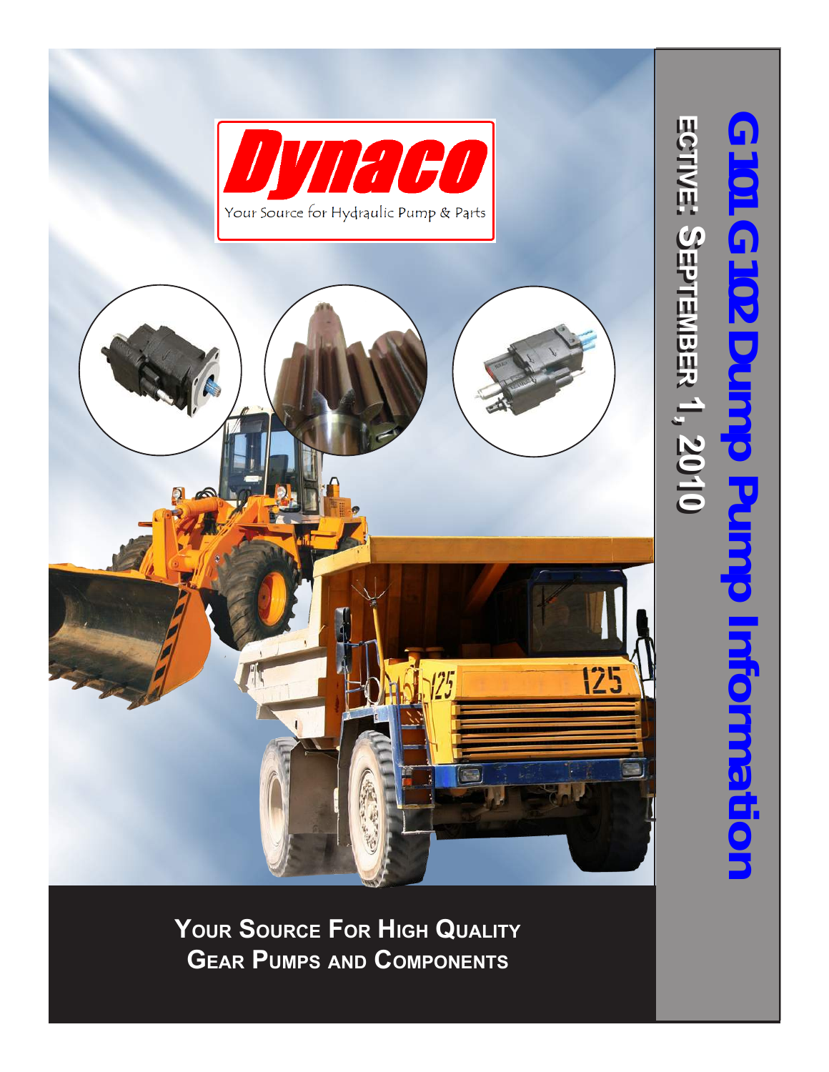Dynaco

Your Source for Hydraulic Pump & Parts

# G101 G102 Dump Pump Information

ECTIVE: SEPTEMBER 1, 2010

**YOUR SOURCE FOR HIGH QUALITY GEAR PUMPS AND COMPONENTS**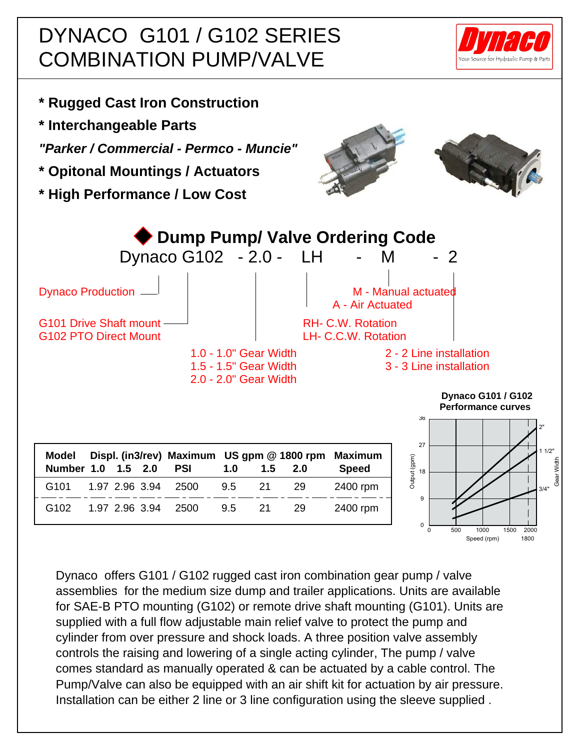# DYNACO G101 / G102 SERIES COMBINATION PUMP/VALVE

Dynaco — Your Source for Hydraulic Pump & Parts

* **Rugged Cast Iron Construction**
* **Interchangeable Parts**

***"Parker / Commercial - Permco - Muncie"***

* **Opitonal Mountings / Actuators**
* **High Performance / Low Cost**

## Dump Pump/ Valve Ordering Code

Dynaco G102 - 2.0 - LH - M - 2

- Dynaco Production
- G101 Drive Shaft mount / G102 PTO Direct Mount
- 1.0 - 1.0" Gear Width / 1.5 - 1.5" Gear Width / 2.0 - 2.0" Gear Width
- RH- C.W. Rotation / LH- C.C.W. Rotation
- M - Manual actuated / A - Air Actuated
- 2 - 2 Line installation / 3 - 3 Line installation

| Model Number | Displ. (in3/rev) 1.0 | 1.5 | 2.0 | Maximum PSI | US gpm @ 1800 rpm 1.0 | 1.5 | 2.0 | Maximum Speed |
|---|---|---|---|---|---|---|---|---|
| G101 | 1.97 | 2.96 | 3.94 | 2500 | 9.5 | 21 | 29 | 2400 rpm |
| G102 | 1.97 | 2.96 | 3.94 | 2500 | 9.5 | 21 | 29 | 2400 rpm |

**Dynaco G101 / G102 Performance curves**

(Chart: Output (gpm) 0–36 vs. Speed (rpm) 0–2000, marker at 1800; Gear Width curves: 2", 1 1/2", 3/4")

Dynaco offers G101 / G102 rugged cast iron combination gear pump / valve assemblies for the medium size dump and trailer applications. Units are available for SAE-B PTO mounting (G102) or remote drive shaft mounting (G101). Units are supplied with a full flow adjustable main relief valve to protect the pump and cylinder from over pressure and shock loads. A three position valve assembly controls the raising and lowering of a single acting cylinder, The pump / valve comes standard as manually operated & can be actuated by a cable control. The Pump/Valve can also be equipped with an air shift kit for actuation by air pressure. Installation can be either 2 line or 3 line configuration using the sleeve supplied .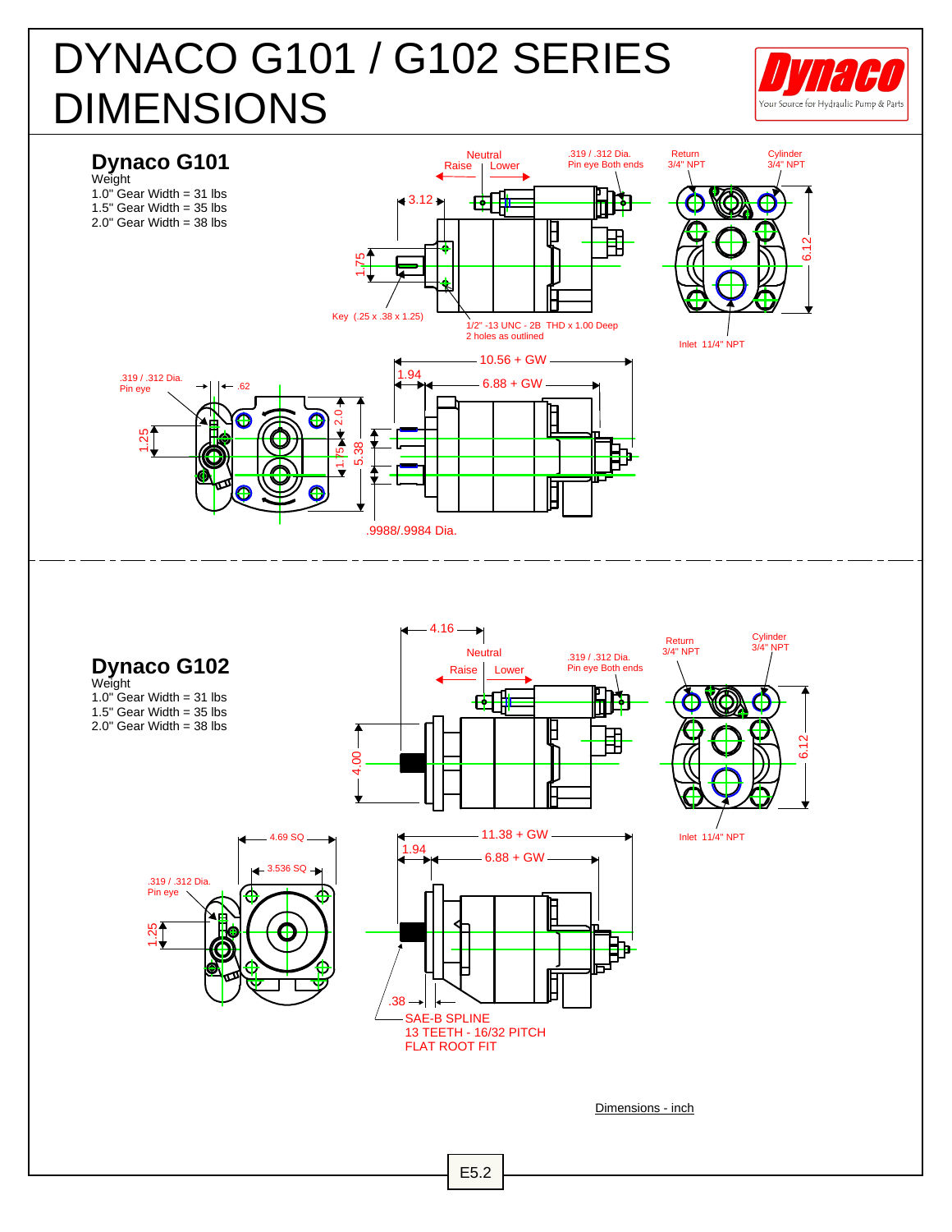# DYNACO G101 / G102 SERIES DIMENSIONS

Dynaco
Your Source for Hydraulic Pump & Parts

## Dynaco G101

Weight
1.0" Gear Width = 31 lbs
1.5" Gear Width = 35 lbs
2.0" Gear Width = 38 lbs

Neutral
Raise | Lower
.319 / .312 Dia. Pin eye Both ends
Return 3/4" NPT
Cylinder 3/4" NPT
3.12
1.75
6.12
Key (.25 x .38 x 1.25)
1/2" -13 UNC - 2B THD x 1.00 Deep
2 holes as outlined
Inlet 11/4" NPT
.319 / .312 Dia. Pin eye
.62
1.25
2.0
1.75
5.38
10.56 + GW
1.94
6.88 + GW
.9988/.9984 Dia.

## Dynaco G102

Weight
1.0" Gear Width = 31 lbs
1.5" Gear Width = 35 lbs
2.0" Gear Width = 38 lbs

4.16
Neutral
Raise | Lower
.319 / .312 Dia. Pin eye Both ends
Return 3/4" NPT
Cylinder 3/4" NPT
4.00
6.12
Inlet 11/4" NPT
4.69 SQ
3.536 SQ
.319 / .312 Dia. Pin eye
1.25
11.38 + GW
1.94
6.88 + GW
.38
SAE-B SPLINE
13 TEETH - 16/32 PITCH
FLAT ROOT FIT

Dimensions - inch

E5.2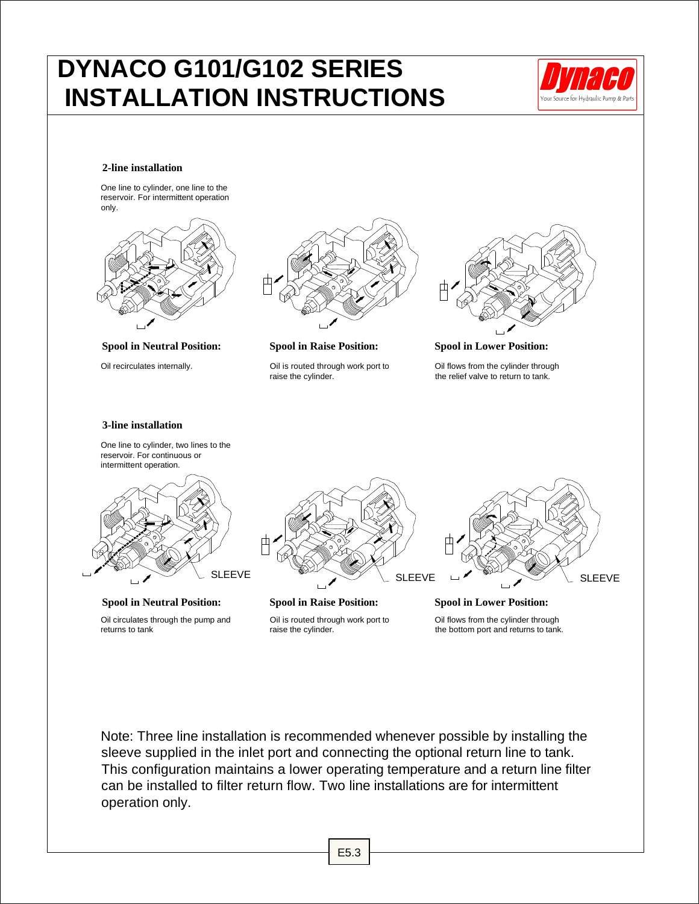# DYNACO G101/G102 SERIES INSTALLATION INSTRUCTIONS

### 2-line installation

One line to cylinder, one line to the reservoir. For intermittent operation only.

**Spool in Neutral Position:**

Oil recirculates internally.

**Spool in Raise Position:**

Oil is routed through work port to raise the cylinder.

**Spool in Lower Position:**

Oil flows from the cylinder through the relief valve to return to tank.

### 3-line installation

One line to cylinder, two lines to the reservoir. For continuous or intermittent operation.

SLEEVE

**Spool in Neutral Position:**

Oil circulates through the pump and returns to tank

**Spool in Raise Position:**

Oil is routed through work port to raise the cylinder.

**Spool in Lower Position:**

Oil flows from the cylinder through the bottom port and returns to tank.

Note: Three line installation is recommended whenever possible by installing the sleeve supplied in the inlet port and connecting the optional return line to tank. This configuration maintains a lower operating temperature and a return line filter can be installed to filter return flow. Two line installations are for intermittent operation only.

E5.3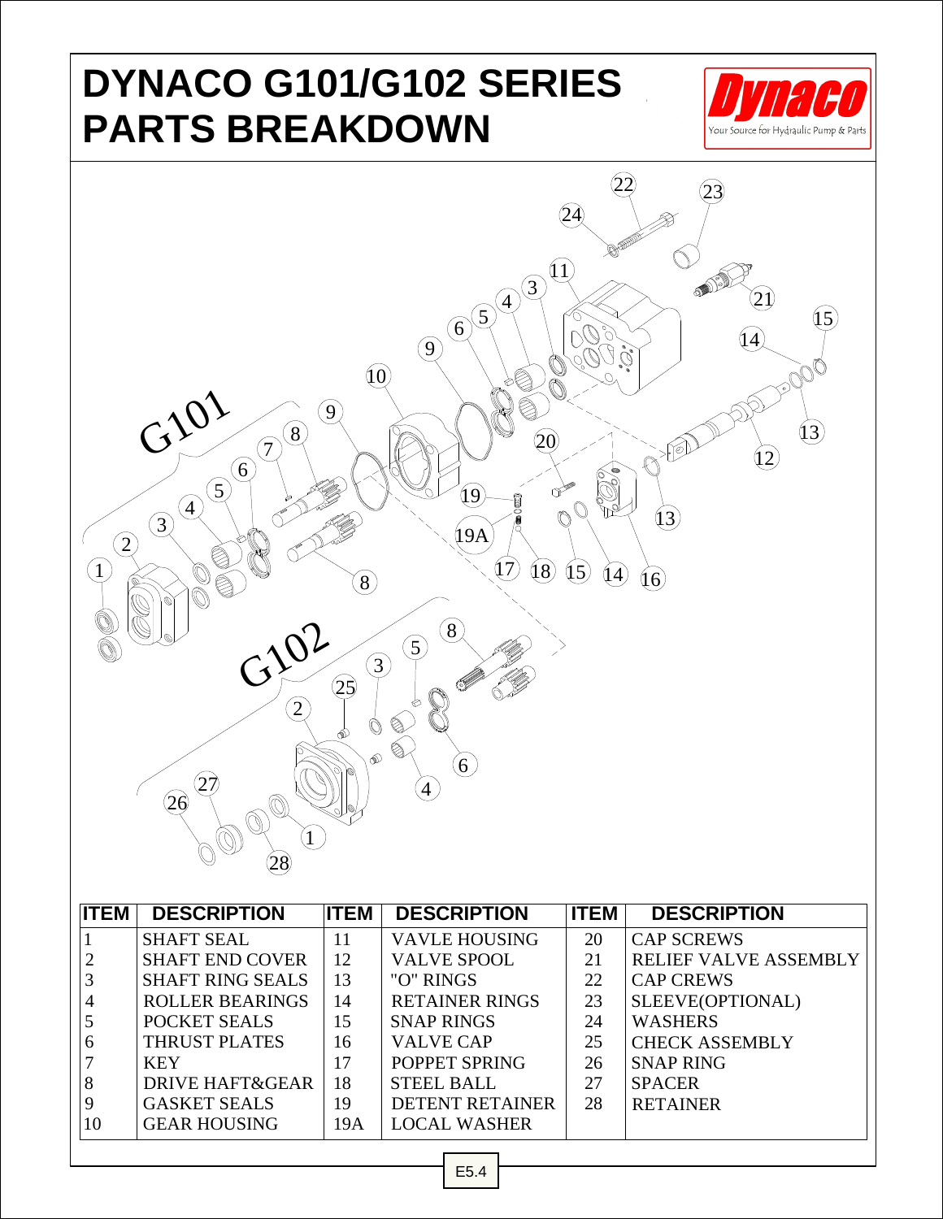# DYNACO G101/G102 SERIES PARTS BREAKDOWN

Dynaco
Your Source for Hydraulic Pump & Parts

G101

G102

| ITEM | DESCRIPTION | ITEM | DESCRIPTION | ITEM | DESCRIPTION |
|---|---|---|---|---|---|
| 1 | SHAFT SEAL | 11 | VAVLE HOUSING | 20 | CAP SCREWS |
| 2 | SHAFT END COVER | 12 | VALVE SPOOL | 21 | RELIEF VALVE ASSEMBLY |
| 3 | SHAFT RING SEALS | 13 | "O" RINGS | 22 | CAP CREWS |
| 4 | ROLLER BEARINGS | 14 | RETAINER RINGS | 23 | SLEEVE(OPTIONAL) |
| 5 | POCKET SEALS | 15 | SNAP RINGS | 24 | WASHERS |
| 6 | THRUST PLATES | 16 | VALVE CAP | 25 | CHECK ASSEMBLY |
| 7 | KEY | 17 | POPPET SPRING | 26 | SNAP RING |
| 8 | DRIVE HAFT&GEAR | 18 | STEEL BALL | 27 | SPACER |
| 9 | GASKET SEALS | 19 | DETENT RETAINER | 28 | RETAINER |
| 10 | GEAR HOUSING | 19A | LOCAL WASHER | | |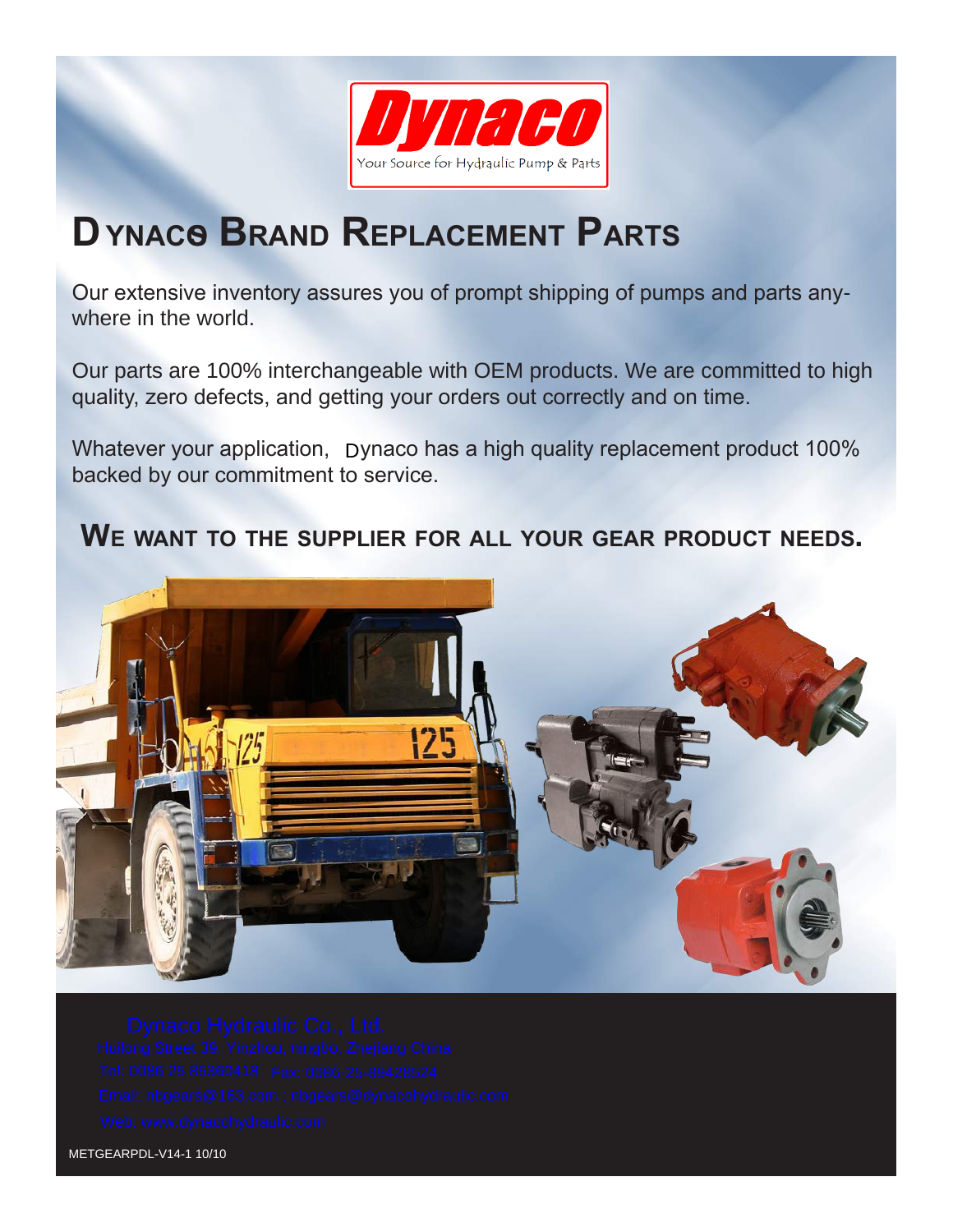Dynaco

Your Source for Hydraulic Pump & Parts

# Dynaco Brand Replacement Parts

Our extensive inventory assures you of prompt shipping of pumps and parts anywhere in the world.

Our parts are 100% interchangeable with OEM products. We are committed to high quality, zero defects, and getting your orders out correctly and on time.

Whatever your application, Dynaco has a high quality replacement product 100% backed by our commitment to service.

## We want to the supplier for all your gear product needs.

Dynaco Hydraulic Co., Ltd.

Huilong Street 39, Yinzhou, ningbo, Zhejiang China

Tel: 0086 25 85360418 ; Fax: 0086-25-89428524

Email: nbgears@163.com ; nbgears@dynacohydraulic.com

Web: www.dynacohydraulic.com

METGEARPDL-V14-1 10/10